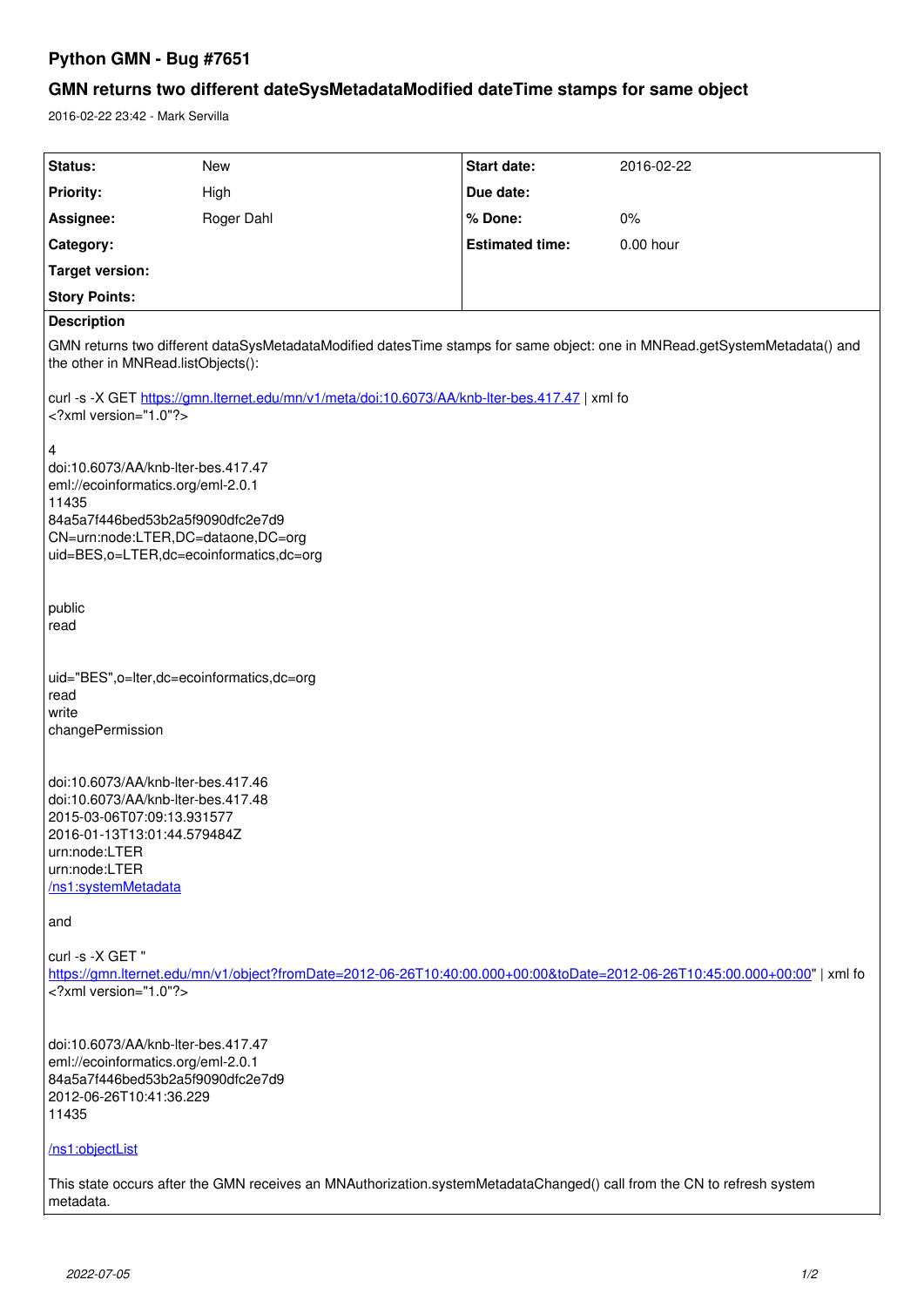# Python GMN - Bug #7651

## GMN returns two different dateSysMetadataModified dateTime stamps for same object

2016-02-22 23:42 - Mark Servilla

| Status: | New | Start date: | 2016-02-22 |
|---|---|---|---|
| Priority: | High | Due date: | |
| Assignee: | Roger Dahl | % Done: | 0% |
| Category: | | Estimated time: | 0.00 hour |
| Target version: | | | |
| Story Points: | | | |

**Description**

GMN returns two different dataSysMetadataModified datesTime stamps for same object: one in MNRead.getSystemMetadata() and the other in MNRead.listObjects():

curl -s -X GET https://gmn.lternet.edu/mn/v1/meta/doi:10.6073/AA/knb-lter-bes.417.47 | xml fo
<?xml version="1.0"?>

4
doi:10.6073/AA/knb-lter-bes.417.47
eml://ecoinformatics.org/eml-2.0.1
11435
84a5a7f446bed53b2a5f9090dfc2e7d9
CN=urn:node:LTER,DC=dataone,DC=org
uid=BES,o=LTER,dc=ecoinformatics,dc=org

public
read

uid="BES",o=lter,dc=ecoinformatics,dc=org
read
write
changePermission

doi:10.6073/AA/knb-lter-bes.417.46
doi:10.6073/AA/knb-lter-bes.417.48
2015-03-06T07:09:13.931577
2016-01-13T13:01:44.579484Z
urn:node:LTER
urn:node:LTER
/ns1:systemMetadata

and

curl -s -X GET "https://gmn.lternet.edu/mn/v1/object?fromDate=2012-06-26T10:40:00.000+00:00&toDate=2012-06-26T10:45:00.000+00:00" | xml fo
<?xml version="1.0"?>

doi:10.6073/AA/knb-lter-bes.417.47
eml://ecoinformatics.org/eml-2.0.1
84a5a7f446bed53b2a5f9090dfc2e7d9
2012-06-26T10:41:36.229
11435

/ns1:objectList

This state occurs after the GMN receives an MNAuthorization.systemMetadataChanged() call from the CN to refresh system metadata.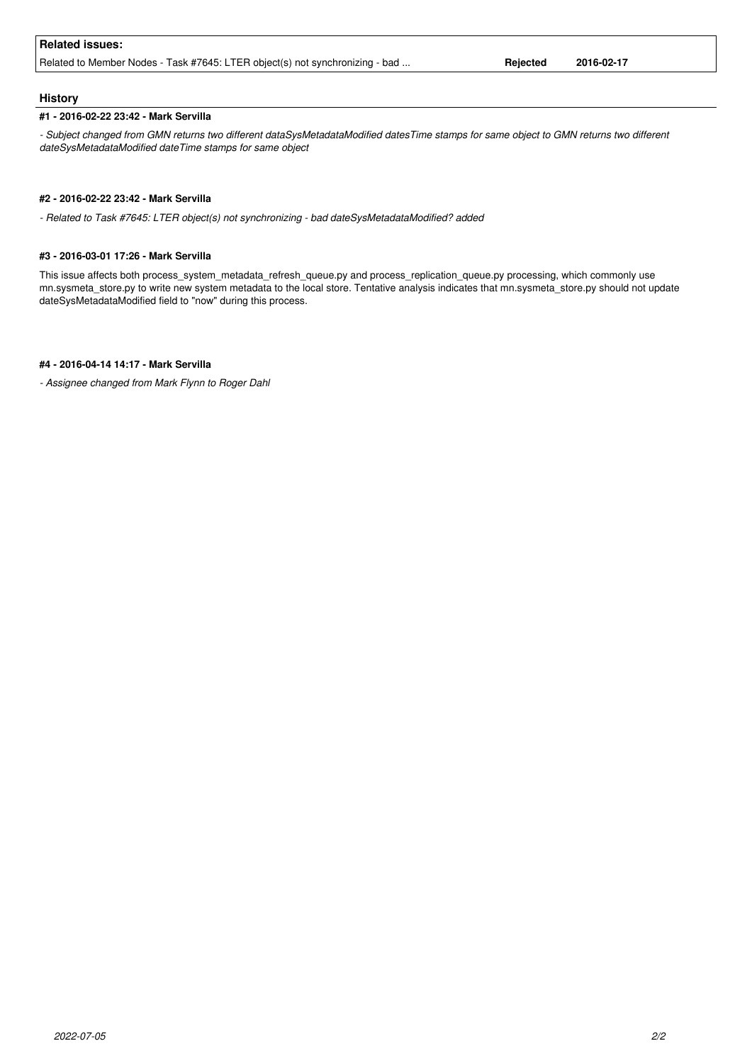| Related issues: | | |
|---|---|---|
| Related to Member Nodes - Task #7645: LTER object(s) not synchronizing - bad ... | **Rejected** | **2016-02-17** |

## History

### #1 - 2016-02-22 23:42 - Mark Servilla

*- Subject changed from GMN returns two different dataSysMetadataModified datesTime stamps for same object to GMN returns two different dateSysMetadataModified dateTime stamps for same object*

### #2 - 2016-02-22 23:42 - Mark Servilla

*- Related to Task #7645: LTER object(s) not synchronizing - bad dateSysMetadataModified? added*

### #3 - 2016-03-01 17:26 - Mark Servilla

This issue affects both process_system_metadata_refresh_queue.py and process_replication_queue.py processing, which commonly use mn.sysmeta_store.py to write new system metadata to the local store. Tentative analysis indicates that mn.sysmeta_store.py should not update dateSysMetadataModified field to "now" during this process.

### #4 - 2016-04-14 14:17 - Mark Servilla

*- Assignee changed from Mark Flynn to Roger Dahl*